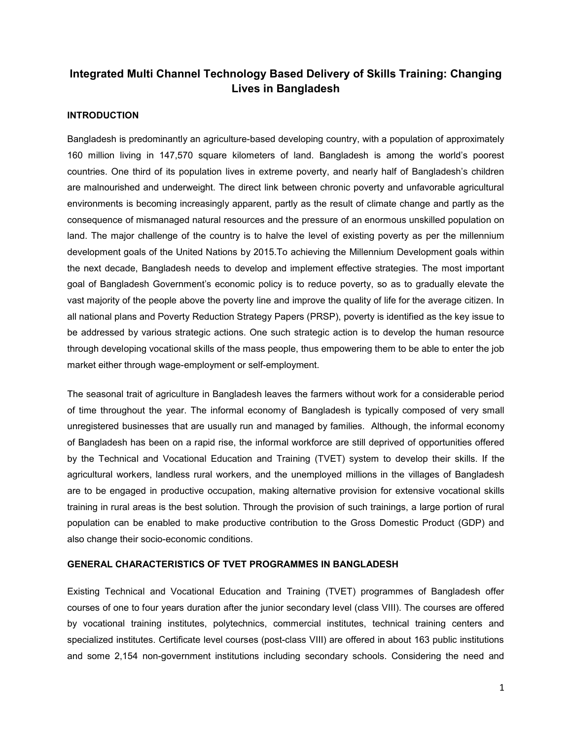# Integrated Multi Channel Technology Based Delivery of Skills Training: Changing Lives in Bangladesh

## INTRODUCTION

Bangladesh is predominantly an agriculture-based developing country, with a population of approximately 160 million living in 147,570 square kilometers of land. Bangladesh is among the world's poorest countries. One third of its population lives in extreme poverty, and nearly half of Bangladesh's children are malnourished and underweight. The direct link between chronic poverty and unfavorable agricultural environments is becoming increasingly apparent, partly as the result of climate change and partly as the consequence of mismanaged natural resources and the pressure of an enormous unskilled population on land. The major challenge of the country is to halve the level of existing poverty as per the millennium development goals of the United Nations by 2015.To achieving the Millennium Development goals within the next decade, Bangladesh needs to develop and implement effective strategies. The most important goal of Bangladesh Government's economic policy is to reduce poverty, so as to gradually elevate the vast majority of the people above the poverty line and improve the quality of life for the average citizen. In all national plans and Poverty Reduction Strategy Papers (PRSP), poverty is identified as the key issue to be addressed by various strategic actions. One such strategic action is to develop the human resource through developing vocational skills of the mass people, thus empowering them to be able to enter the job market either through wage-employment or self-employment.

The seasonal trait of agriculture in Bangladesh leaves the farmers without work for a considerable period of time throughout the year. The informal economy of Bangladesh is typically composed of very small unregistered businesses that are usually run and managed by families. Although, the informal economy of Bangladesh has been on a rapid rise, the informal workforce are still deprived of opportunities offered by the Technical and Vocational Education and Training (TVET) system to develop their skills. If the agricultural workers, landless rural workers, and the unemployed millions in the villages of Bangladesh are to be engaged in productive occupation, making alternative provision for extensive vocational skills training in rural areas is the best solution. Through the provision of such trainings, a large portion of rural population can be enabled to make productive contribution to the Gross Domestic Product (GDP) and also change their socio-economic conditions.

## GENERAL CHARACTERISTICS OF TVET PROGRAMMES IN BANGLADESH

Existing Technical and Vocational Education and Training (TVET) programmes of Bangladesh offer courses of one to four years duration after the junior secondary level (class VIII). The courses are offered by vocational training institutes, polytechnics, commercial institutes, technical training centers and specialized institutes. Certificate level courses (post-class VIII) are offered in about 163 public institutions and some 2,154 non-government institutions including secondary schools. Considering the need and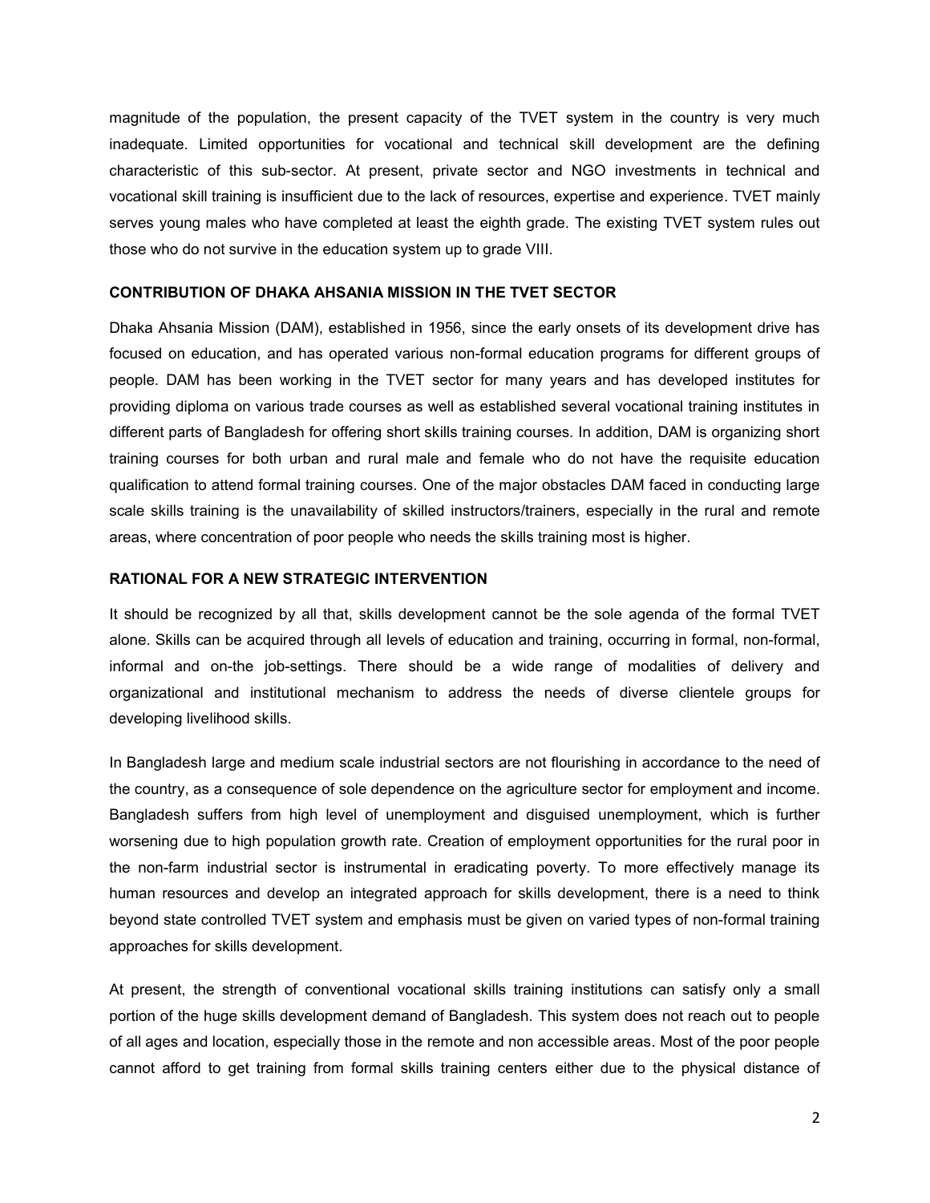magnitude of the population, the present capacity of the TVET system in the country is very much inadequate. Limited opportunities for vocational and technical skill development are the defining characteristic of this sub-sector. At present, private sector and NGO investments in technical and vocational skill training is insufficient due to the lack of resources, expertise and experience. TVET mainly serves young males who have completed at least the eighth grade. The existing TVET system rules out those who do not survive in the education system up to grade VIII.

## CONTRIBUTION OF DHAKA AHSANIA MISSION IN THE TVET SECTOR

Dhaka Ahsania Mission (DAM), established in 1956, since the early onsets of its development drive has focused on education, and has operated various non-formal education programs for different groups of people. DAM has been working in the TVET sector for many years and has developed institutes for providing diploma on various trade courses as well as established several vocational training institutes in different parts of Bangladesh for offering short skills training courses. In addition, DAM is organizing short training courses for both urban and rural male and female who do not have the requisite education qualification to attend formal training courses. One of the major obstacles DAM faced in conducting large scale skills training is the unavailability of skilled instructors/trainers, especially in the rural and remote areas, where concentration of poor people who needs the skills training most is higher.

## RATIONAL FOR A NEW STRATEGIC INTERVENTION

It should be recognized by all that, skills development cannot be the sole agenda of the formal TVET alone. Skills can be acquired through all levels of education and training, occurring in formal, non-formal, informal and on-the job-settings. There should be a wide range of modalities of delivery and organizational and institutional mechanism to address the needs of diverse clientele groups for developing livelihood skills.

In Bangladesh large and medium scale industrial sectors are not flourishing in accordance to the need of the country, as a consequence of sole dependence on the agriculture sector for employment and income. Bangladesh suffers from high level of unemployment and disguised unemployment, which is further worsening due to high population growth rate. Creation of employment opportunities for the rural poor in the non-farm industrial sector is instrumental in eradicating poverty. To more effectively manage its human resources and develop an integrated approach for skills development, there is a need to think beyond state controlled TVET system and emphasis must be given on varied types of non-formal training approaches for skills development.

At present, the strength of conventional vocational skills training institutions can satisfy only a small portion of the huge skills development demand of Bangladesh. This system does not reach out to people of all ages and location, especially those in the remote and non accessible areas. Most of the poor people cannot afford to get training from formal skills training centers either due to the physical distance of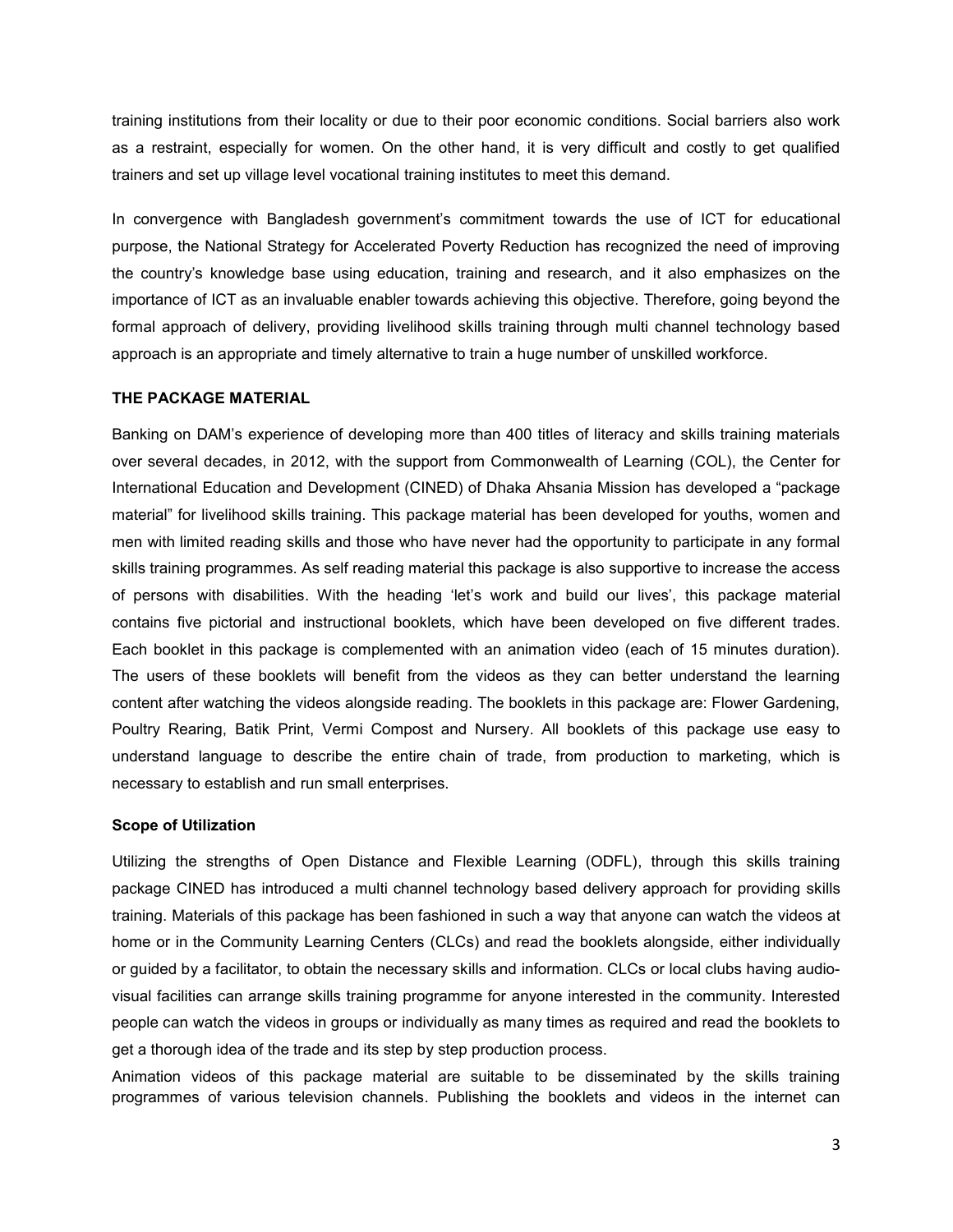training institutions from their locality or due to their poor economic conditions. Social barriers also work as a restraint, especially for women. On the other hand, it is very difficult and costly to get qualified trainers and set up village level vocational training institutes to meet this demand.

In convergence with Bangladesh government's commitment towards the use of ICT for educational purpose, the National Strategy for Accelerated Poverty Reduction has recognized the need of improving the country's knowledge base using education, training and research, and it also emphasizes on the importance of ICT as an invaluable enabler towards achieving this objective. Therefore, going beyond the formal approach of delivery, providing livelihood skills training through multi channel technology based approach is an appropriate and timely alternative to train a huge number of unskilled workforce.

## THE PACKAGE MATERIAL

Banking on DAM's experience of developing more than 400 titles of literacy and skills training materials over several decades, in 2012, with the support from Commonwealth of Learning (COL), the Center for International Education and Development (CINED) of Dhaka Ahsania Mission has developed a "package material" for livelihood skills training. This package material has been developed for youths, women and men with limited reading skills and those who have never had the opportunity to participate in any formal skills training programmes. As self reading material this package is also supportive to increase the access of persons with disabilities. With the heading 'let's work and build our lives', this package material contains five pictorial and instructional booklets, which have been developed on five different trades. Each booklet in this package is complemented with an animation video (each of 15 minutes duration). The users of these booklets will benefit from the videos as they can better understand the learning content after watching the videos alongside reading. The booklets in this package are: Flower Gardening, Poultry Rearing, Batik Print, Vermi Compost and Nursery. All booklets of this package use easy to understand language to describe the entire chain of trade, from production to marketing, which is necessary to establish and run small enterprises.

### Scope of Utilization

Utilizing the strengths of Open Distance and Flexible Learning (ODFL), through this skills training package CINED has introduced a multi channel technology based delivery approach for providing skills training. Materials of this package has been fashioned in such a way that anyone can watch the videos at home or in the Community Learning Centers (CLCs) and read the booklets alongside, either individually or guided by a facilitator, to obtain the necessary skills and information. CLCs or local clubs having audio-visual facilities can arrange skills training programme for anyone interested in the community. Interested people can watch the videos in groups or individually as many times as required and read the booklets to get a thorough idea of the trade and its step by step production process.

Animation videos of this package material are suitable to be disseminated by the skills training programmes of various television channels. Publishing the booklets and videos in the internet can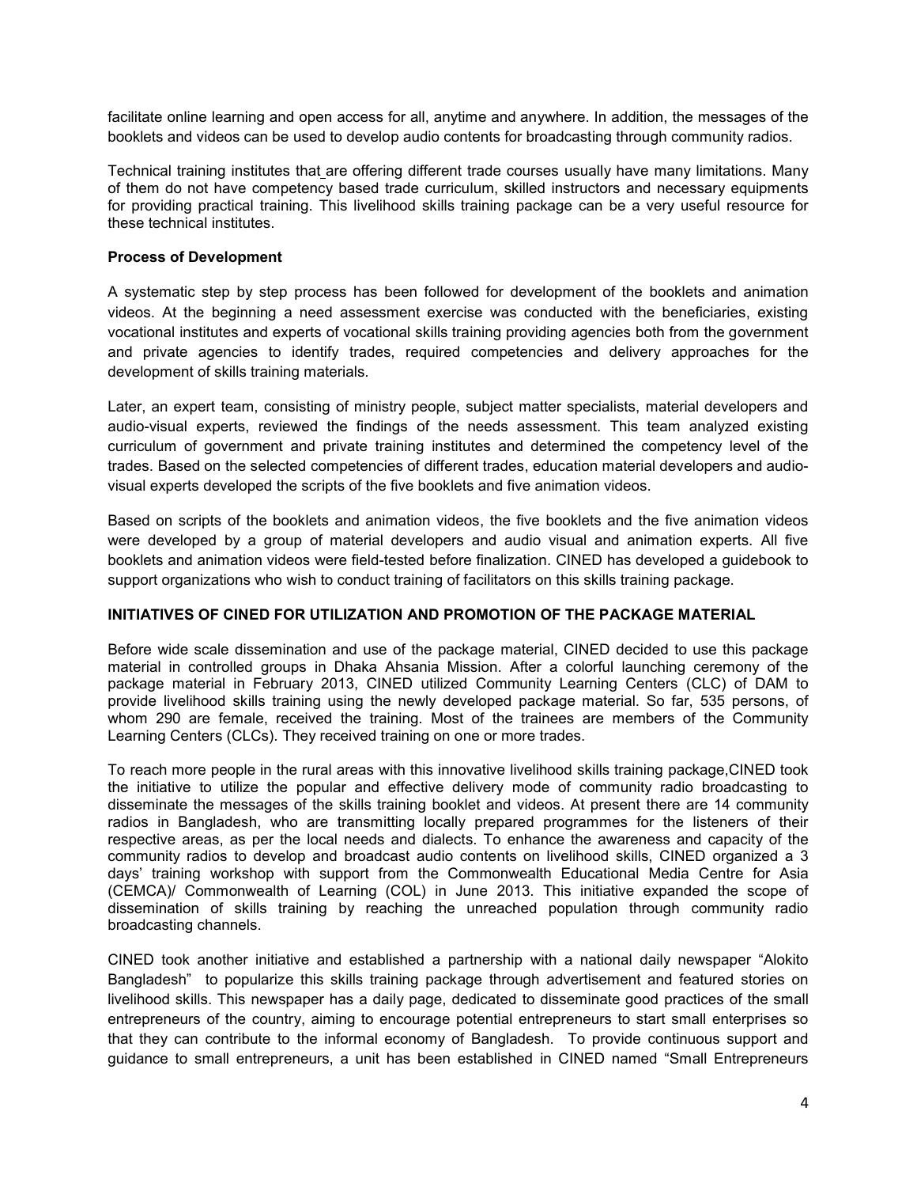facilitate online learning and open access for all, anytime and anywhere. In addition, the messages of the booklets and videos can be used to develop audio contents for broadcasting through community radios.

Technical training institutes that are offering different trade courses usually have many limitations. Many of them do not have competency based trade curriculum, skilled instructors and necessary equipments for providing practical training. This livelihood skills training package can be a very useful resource for these technical institutes.

**Process of Development**

A systematic step by step process has been followed for development of the booklets and animation videos. At the beginning a need assessment exercise was conducted with the beneficiaries, existing vocational institutes and experts of vocational skills training providing agencies both from the government and private agencies to identify trades, required competencies and delivery approaches for the development of skills training materials.

Later, an expert team, consisting of ministry people, subject matter specialists, material developers and audio-visual experts, reviewed the findings of the needs assessment. This team analyzed existing curriculum of government and private training institutes and determined the competency level of the trades. Based on the selected competencies of different trades, education material developers and audio-visual experts developed the scripts of the five booklets and five animation videos.

Based on scripts of the booklets and animation videos, the five booklets and the five animation videos were developed by a group of material developers and audio visual and animation experts. All five booklets and animation videos were field-tested before finalization. CINED has developed a guidebook to support organizations who wish to conduct training of facilitators on this skills training package.

**INITIATIVES OF CINED FOR UTILIZATION AND PROMOTION OF THE PACKAGE MATERIAL**

Before wide scale dissemination and use of the package material, CINED decided to use this package material in controlled groups in Dhaka Ahsania Mission. After a colorful launching ceremony of the package material in February 2013, CINED utilized Community Learning Centers (CLC) of DAM to provide livelihood skills training using the newly developed package material. So far, 535 persons, of whom 290 are female, received the training. Most of the trainees are members of the Community Learning Centers (CLCs). They received training on one or more trades.

To reach more people in the rural areas with this innovative livelihood skills training package,CINED took the initiative to utilize the popular and effective delivery mode of community radio broadcasting to disseminate the messages of the skills training booklet and videos. At present there are 14 community radios in Bangladesh, who are transmitting locally prepared programmes for the listeners of their respective areas, as per the local needs and dialects. To enhance the awareness and capacity of the community radios to develop and broadcast audio contents on livelihood skills, CINED organized a 3 days' training workshop with support from the Commonwealth Educational Media Centre for Asia (CEMCA)/ Commonwealth of Learning (COL) in June 2013. This initiative expanded the scope of dissemination of skills training by reaching the unreached population through community radio broadcasting channels.

CINED took another initiative and established a partnership with a national daily newspaper "Alokito Bangladesh" to popularize this skills training package through advertisement and featured stories on livelihood skills. This newspaper has a daily page, dedicated to disseminate good practices of the small entrepreneurs of the country, aiming to encourage potential entrepreneurs to start small enterprises so that they can contribute to the informal economy of Bangladesh. To provide continuous support and guidance to small entrepreneurs, a unit has been established in CINED named "Small Entrepreneurs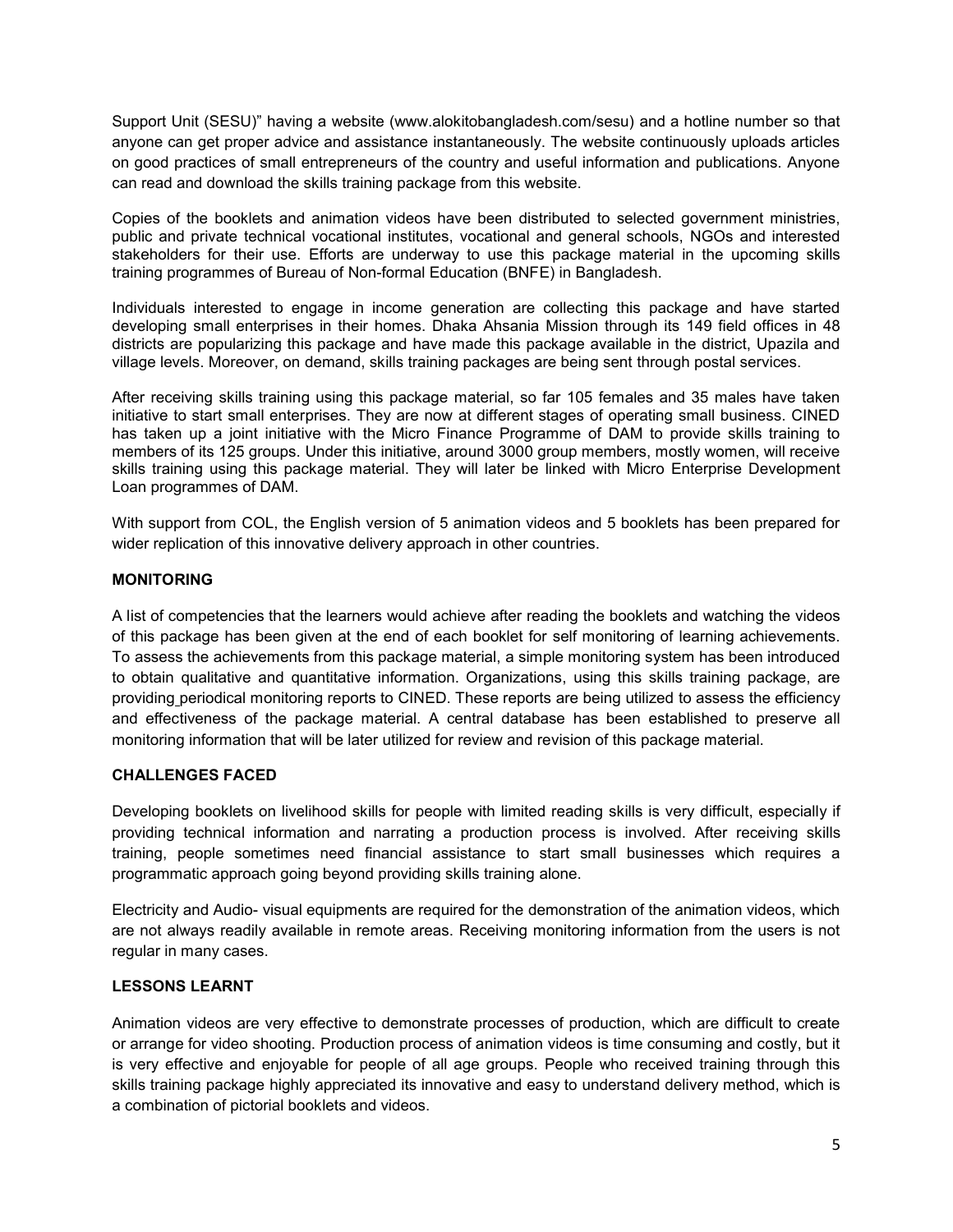Support Unit (SESU)" having a website (www.alokitobangladesh.com/sesu) and a hotline number so that anyone can get proper advice and assistance instantaneously. The website continuously uploads articles on good practices of small entrepreneurs of the country and useful information and publications. Anyone can read and download the skills training package from this website.

Copies of the booklets and animation videos have been distributed to selected government ministries, public and private technical vocational institutes, vocational and general schools, NGOs and interested stakeholders for their use. Efforts are underway to use this package material in the upcoming skills training programmes of Bureau of Non-formal Education (BNFE) in Bangladesh.

Individuals interested to engage in income generation are collecting this package and have started developing small enterprises in their homes. Dhaka Ahsania Mission through its 149 field offices in 48 districts are popularizing this package and have made this package available in the district, Upazila and village levels. Moreover, on demand, skills training packages are being sent through postal services.

After receiving skills training using this package material, so far 105 females and 35 males have taken initiative to start small enterprises. They are now at different stages of operating small business. CINED has taken up a joint initiative with the Micro Finance Programme of DAM to provide skills training to members of its 125 groups. Under this initiative, around 3000 group members, mostly women, will receive skills training using this package material. They will later be linked with Micro Enterprise Development Loan programmes of DAM.

With support from COL, the English version of 5 animation videos and 5 booklets has been prepared for wider replication of this innovative delivery approach in other countries.

## MONITORING

A list of competencies that the learners would achieve after reading the booklets and watching the videos of this package has been given at the end of each booklet for self monitoring of learning achievements. To assess the achievements from this package material, a simple monitoring system has been introduced to obtain qualitative and quantitative information. Organizations, using this skills training package, are providing periodical monitoring reports to CINED. These reports are being utilized to assess the efficiency and effectiveness of the package material. A central database has been established to preserve all monitoring information that will be later utilized for review and revision of this package material.

## CHALLENGES FACED

Developing booklets on livelihood skills for people with limited reading skills is very difficult, especially if providing technical information and narrating a production process is involved. After receiving skills training, people sometimes need financial assistance to start small businesses which requires a programmatic approach going beyond providing skills training alone.

Electricity and Audio- visual equipments are required for the demonstration of the animation videos, which are not always readily available in remote areas. Receiving monitoring information from the users is not regular in many cases.

## LESSONS LEARNT

Animation videos are very effective to demonstrate processes of production, which are difficult to create or arrange for video shooting. Production process of animation videos is time consuming and costly, but it is very effective and enjoyable for people of all age groups. People who received training through this skills training package highly appreciated its innovative and easy to understand delivery method, which is a combination of pictorial booklets and videos.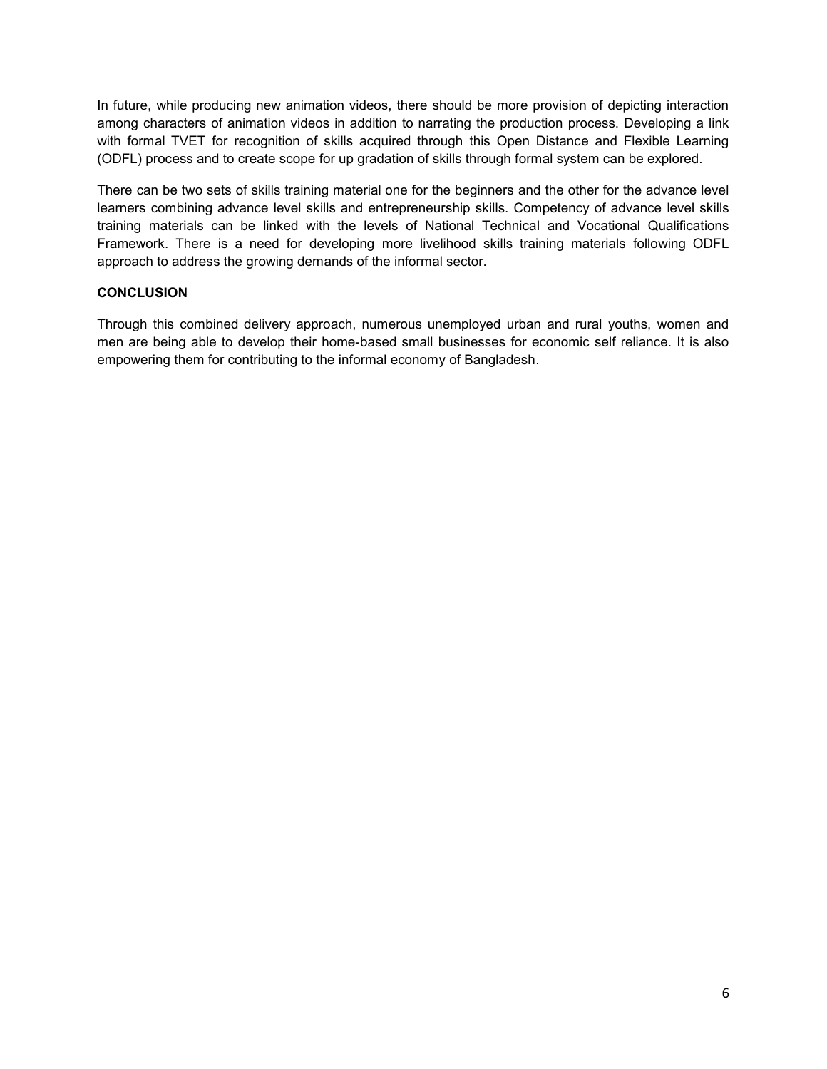In future, while producing new animation videos, there should be more provision of depicting interaction among characters of animation videos in addition to narrating the production process. Developing a link with formal TVET for recognition of skills acquired through this Open Distance and Flexible Learning (ODFL) process and to create scope for up gradation of skills through formal system can be explored.

There can be two sets of skills training material one for the beginners and the other for the advance level learners combining advance level skills and entrepreneurship skills. Competency of advance level skills training materials can be linked with the levels of National Technical and Vocational Qualifications Framework. There is a need for developing more livelihood skills training materials following ODFL approach to address the growing demands of the informal sector.

## CONCLUSION

Through this combined delivery approach, numerous unemployed urban and rural youths, women and men are being able to develop their home-based small businesses for economic self reliance. It is also empowering them for contributing to the informal economy of Bangladesh.